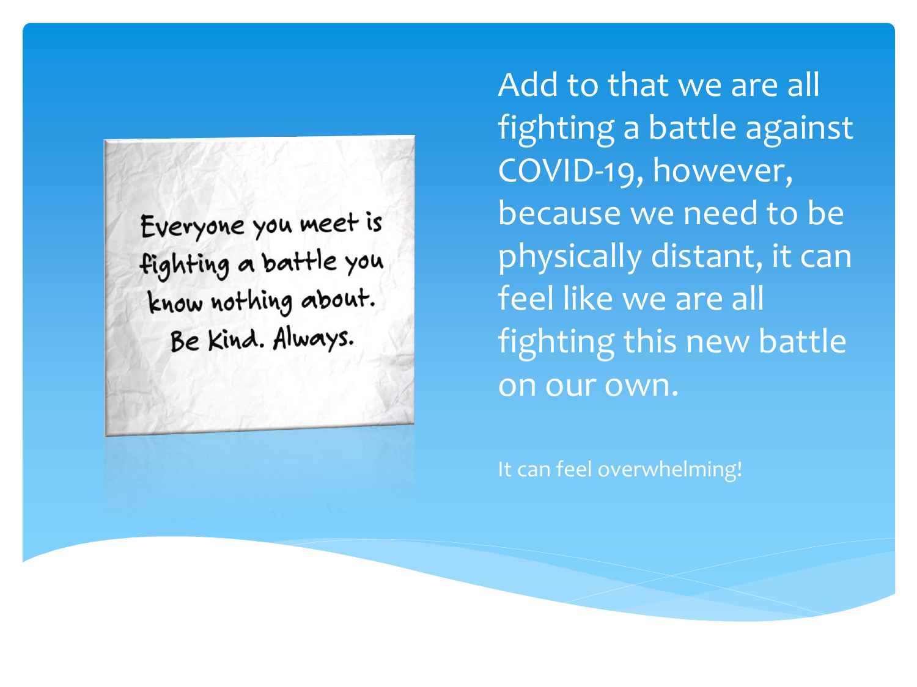Everyone you meet is fighting a battle you know nothing about. Be Kind. Always.

Add to that we are all fighting a battle against COVID-19, however, because we need to be physically distant, it can feel like we are all fighting this new battle on our own.

It can feel overwhelming!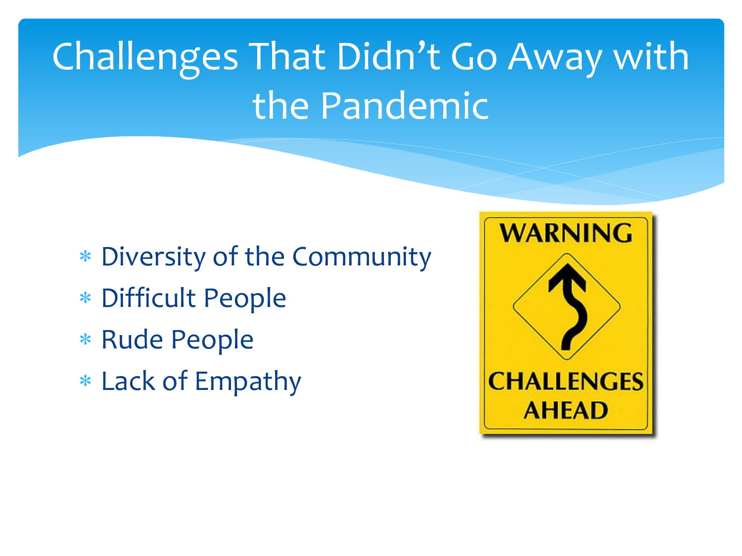# Challenges That Didn't Go Away with the Pandemic

- Diversity of the Community
- Difficult People
- Rude People
- Lack of Empathy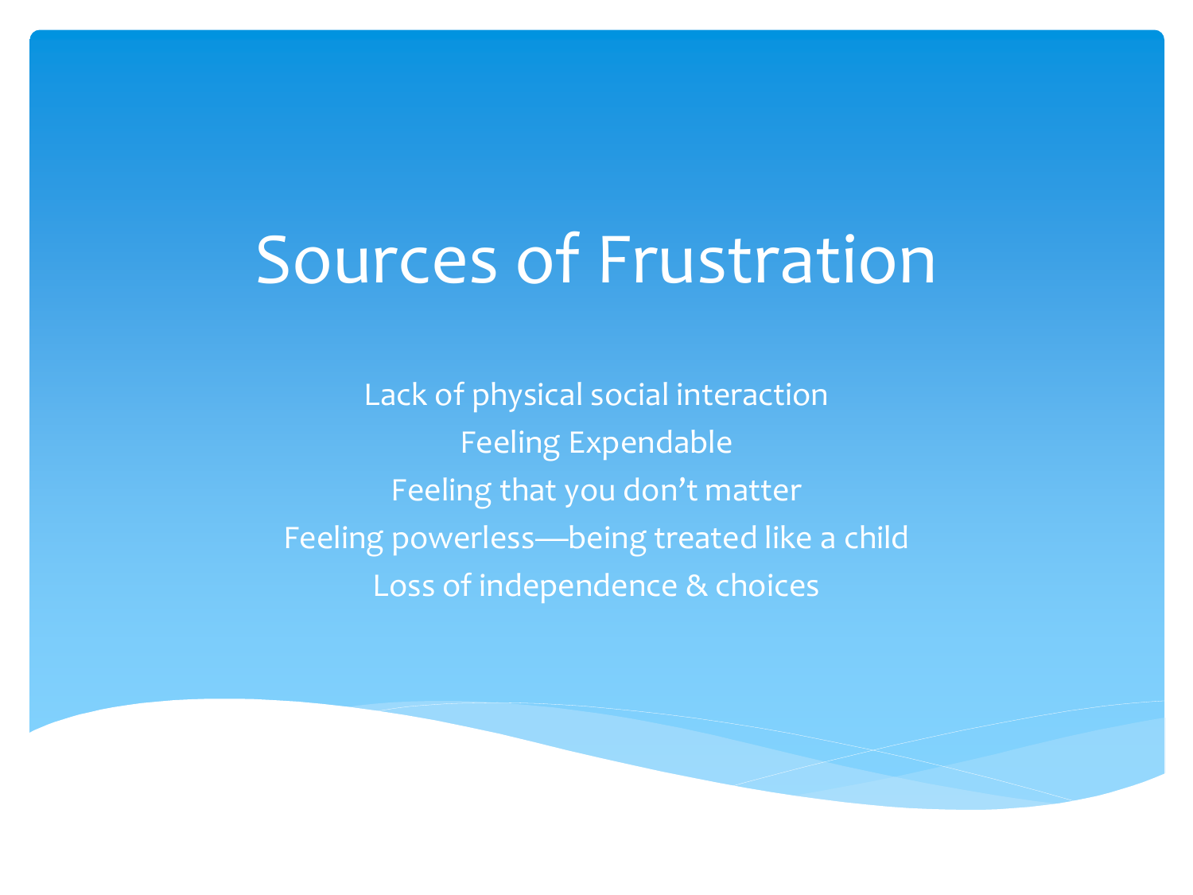# Sources of Frustration

Lack of physical social interaction

Feeling Expendable

Feeling that you don’t matter

Feeling powerless—being treated like a child

Loss of independence & choices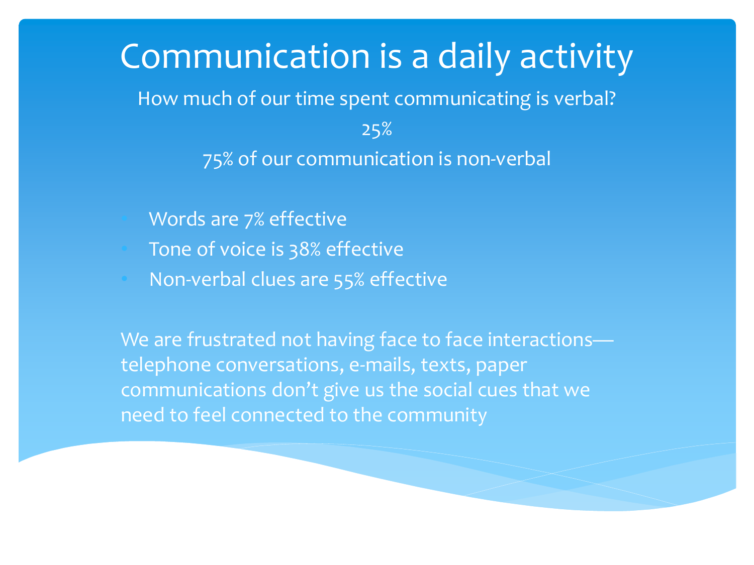# Communication is a daily activity

How much of our time spent communicating is verbal?

25%

75% of our communication is non-verbal

- Words are 7% effective
- Tone of voice is 38% effective
- Non-verbal clues are 55% effective

We are frustrated not having face to face interactions—telephone conversations, e-mails, texts, paper communications don't give us the social cues that we need to feel connected to the community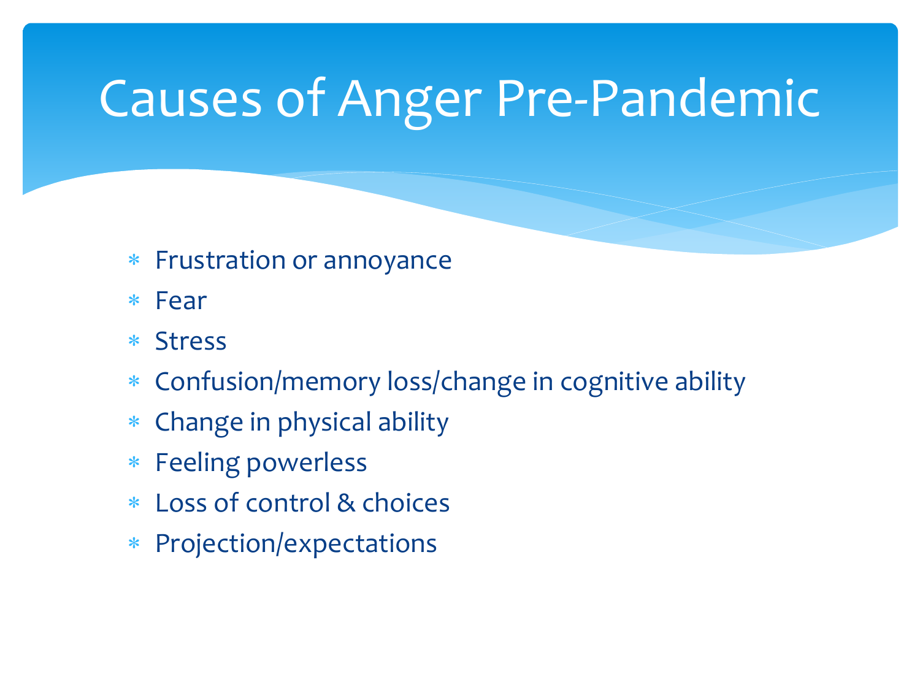# Causes of Anger Pre-Pandemic

- Frustration or annoyance
- Fear
- Stress
- Confusion/memory loss/change in cognitive ability
- Change in physical ability
- Feeling powerless
- Loss of control & choices
- Projection/expectations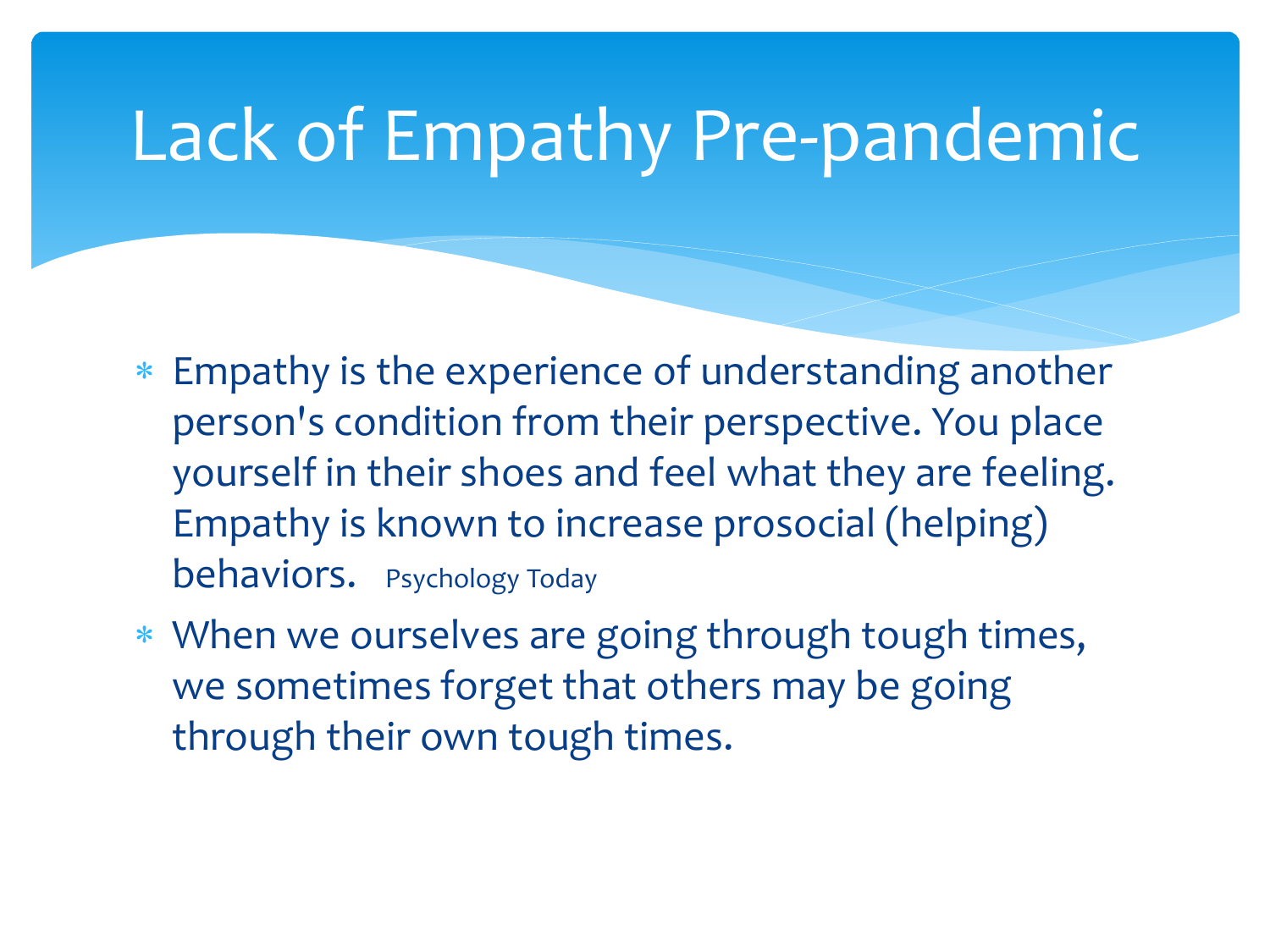# Lack of Empathy Pre-pandemic

- Empathy is the experience of understanding another person's condition from their perspective. You place yourself in their shoes and feel what they are feeling. Empathy is known to increase prosocial (helping) behaviors. Psychology Today
- When we ourselves are going through tough times, we sometimes forget that others may be going through their own tough times.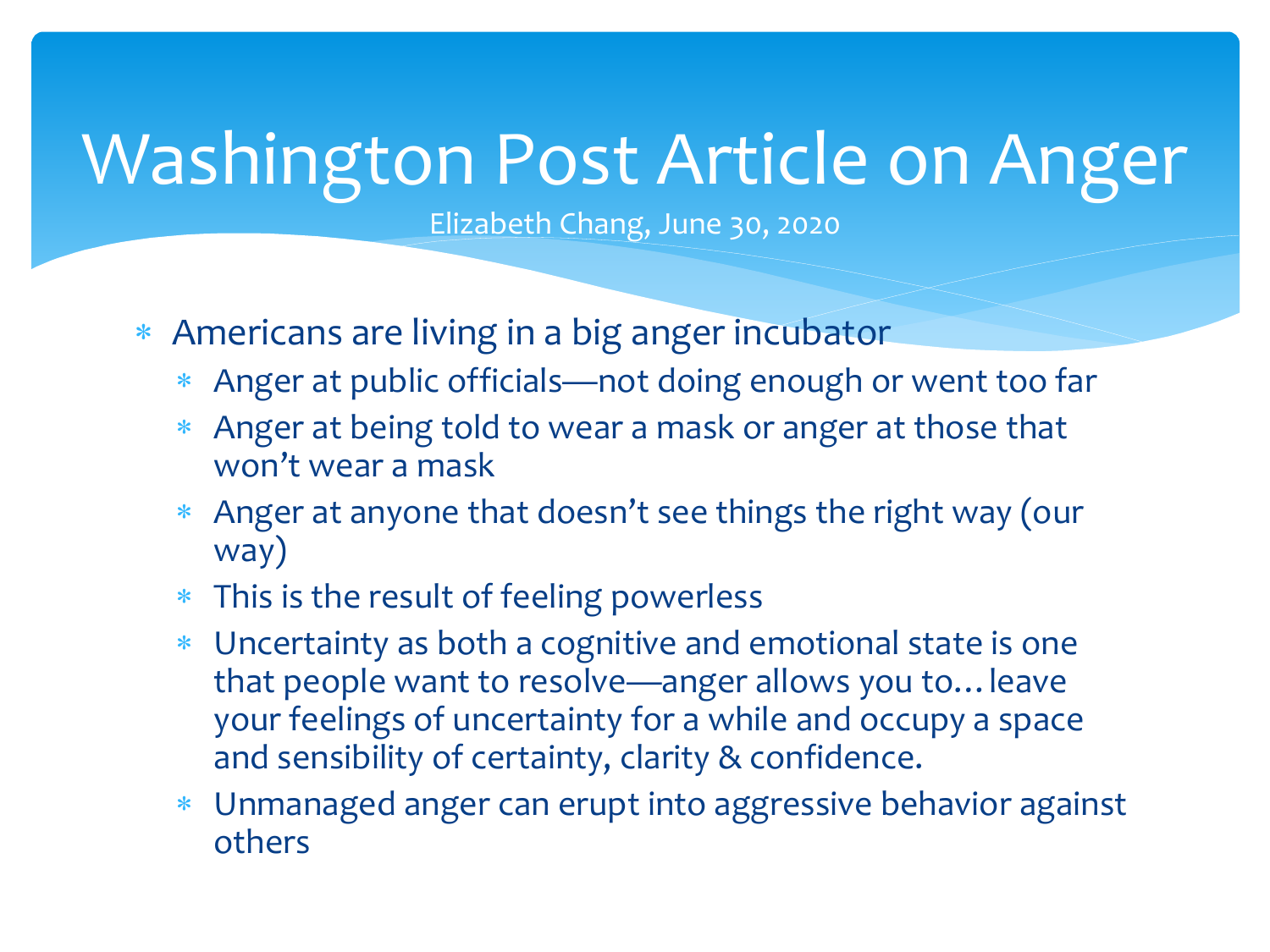# Washington Post Article on Anger

Elizabeth Chang, June 30, 2020

- Americans are living in a big anger incubator
  - Anger at public officials—not doing enough or went too far
  - Anger at being told to wear a mask or anger at those that won't wear a mask
  - Anger at anyone that doesn't see things the right way (our way)
  - This is the result of feeling powerless
  - Uncertainty as both a cognitive and emotional state is one that people want to resolve—anger allows you to… leave your feelings of uncertainty for a while and occupy a space and sensibility of certainty, clarity & confidence.
  - Unmanaged anger can erupt into aggressive behavior against others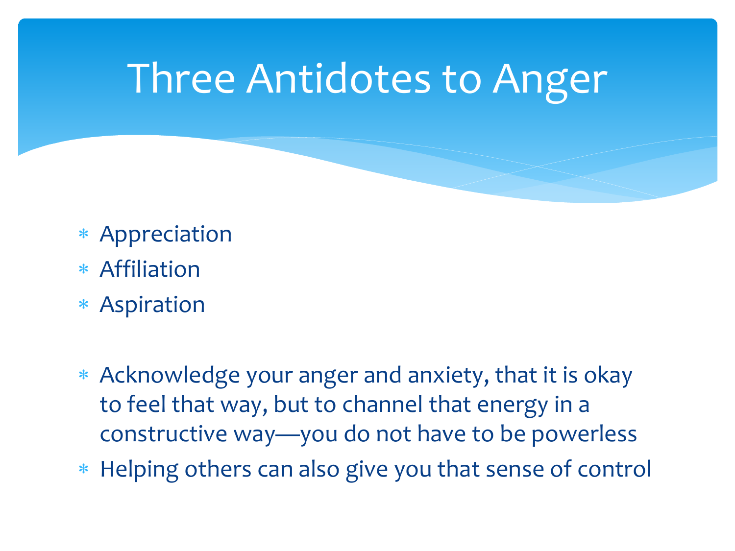# Three Antidotes to Anger

- Appreciation
- Affiliation
- Aspiration

- Acknowledge your anger and anxiety, that it is okay to feel that way, but to channel that energy in a constructive way—you do not have to be powerless
- Helping others can also give you that sense of control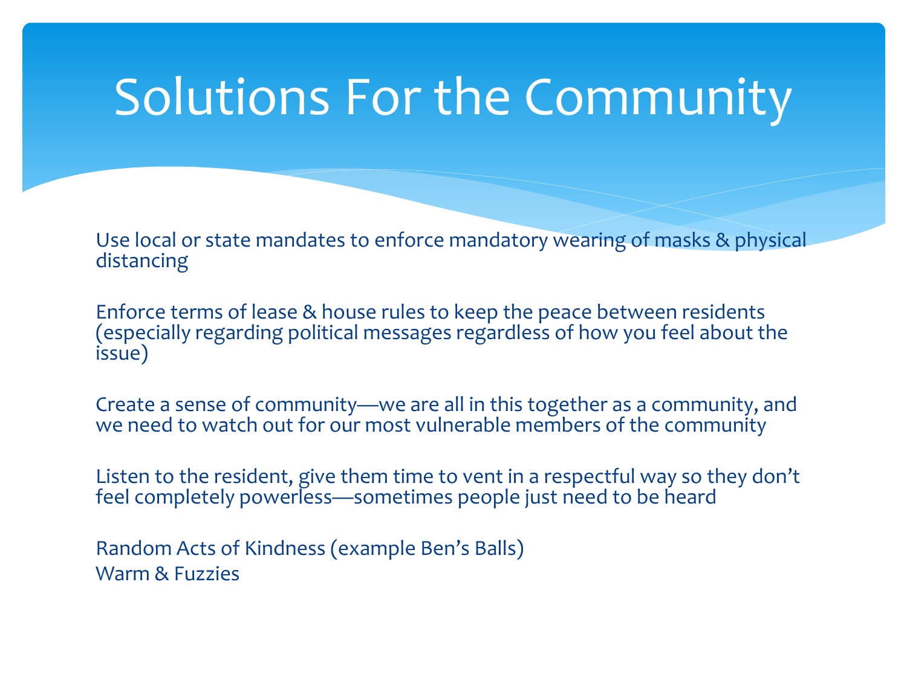# Solutions For the Community

Use local or state mandates to enforce mandatory wearing of masks & physical distancing

Enforce terms of lease & house rules to keep the peace between residents (especially regarding political messages regardless of how you feel about the issue)

Create a sense of community—we are all in this together as a community, and we need to watch out for our most vulnerable members of the community

Listen to the resident, give them time to vent in a respectful way so they don't feel completely powerless—sometimes people just need to be heard

Random Acts of Kindness (example Ben's Balls)
Warm & Fuzzies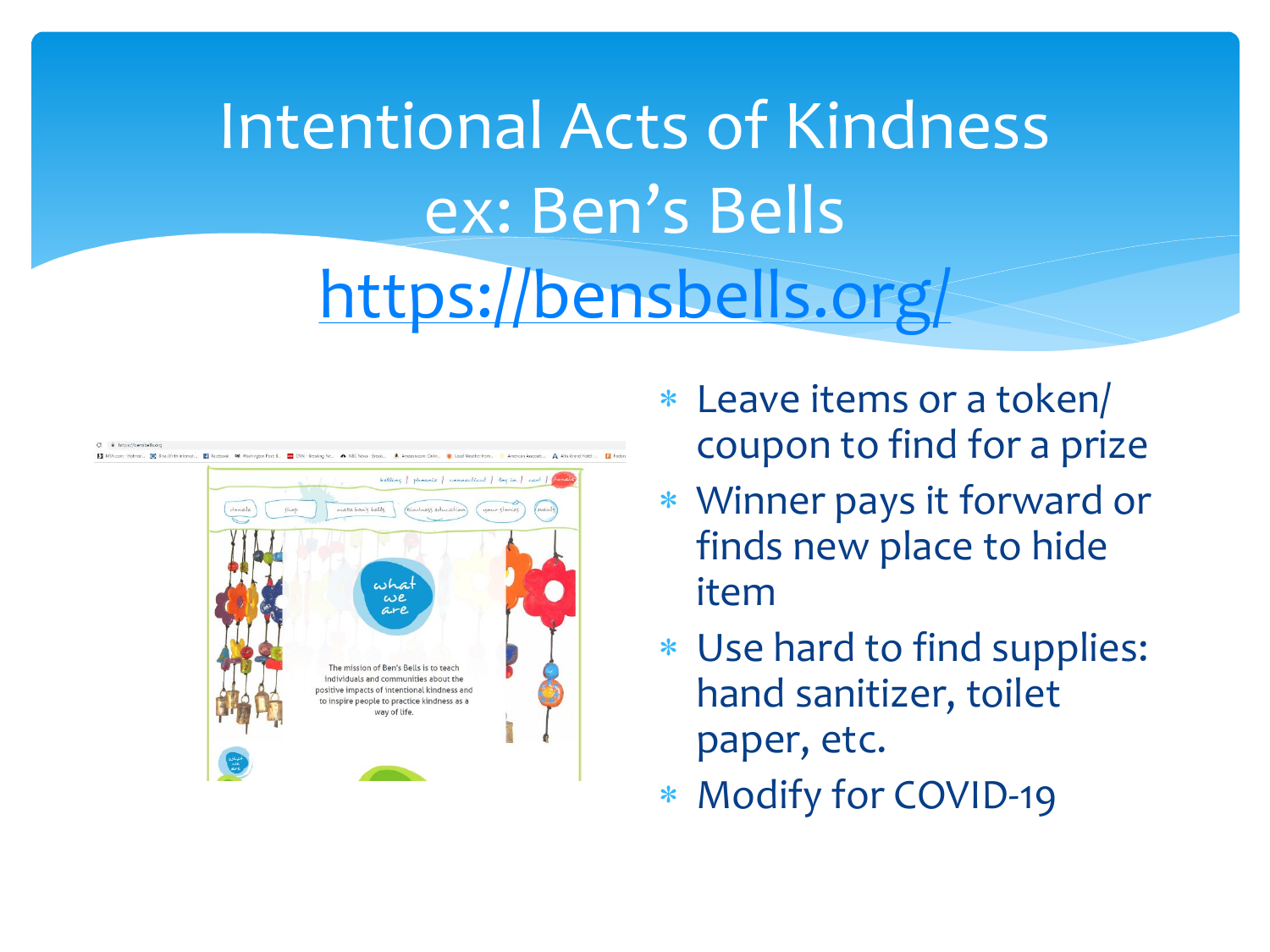# Intentional Acts of Kindness ex: Ben's Bells https://bensbells.org/

- Leave items or a token/ coupon to find for a prize
- Winner pays it forward or finds new place to hide item
- Use hard to find supplies: hand sanitizer, toilet paper, etc.
- Modify for COVID-19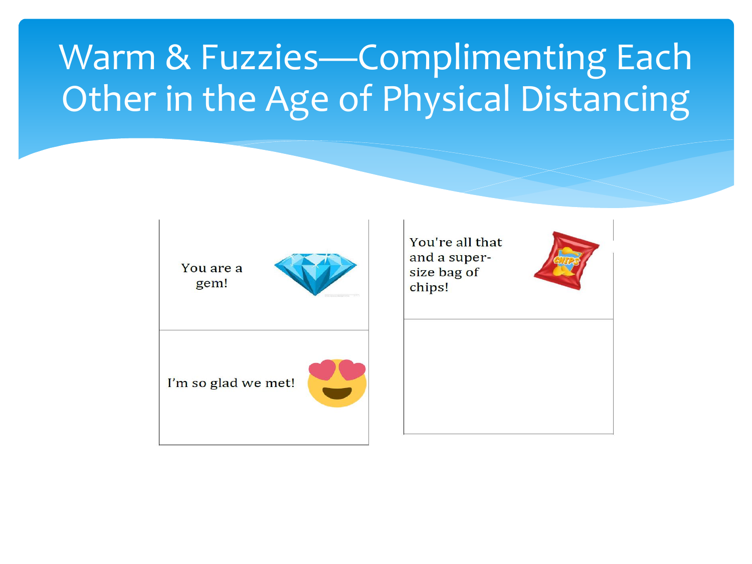# Warm & Fuzzies—Complimenting Each Other in the Age of Physical Distancing

You are a gem!

I'm so glad we met!

You're all that and a super-size bag of chips!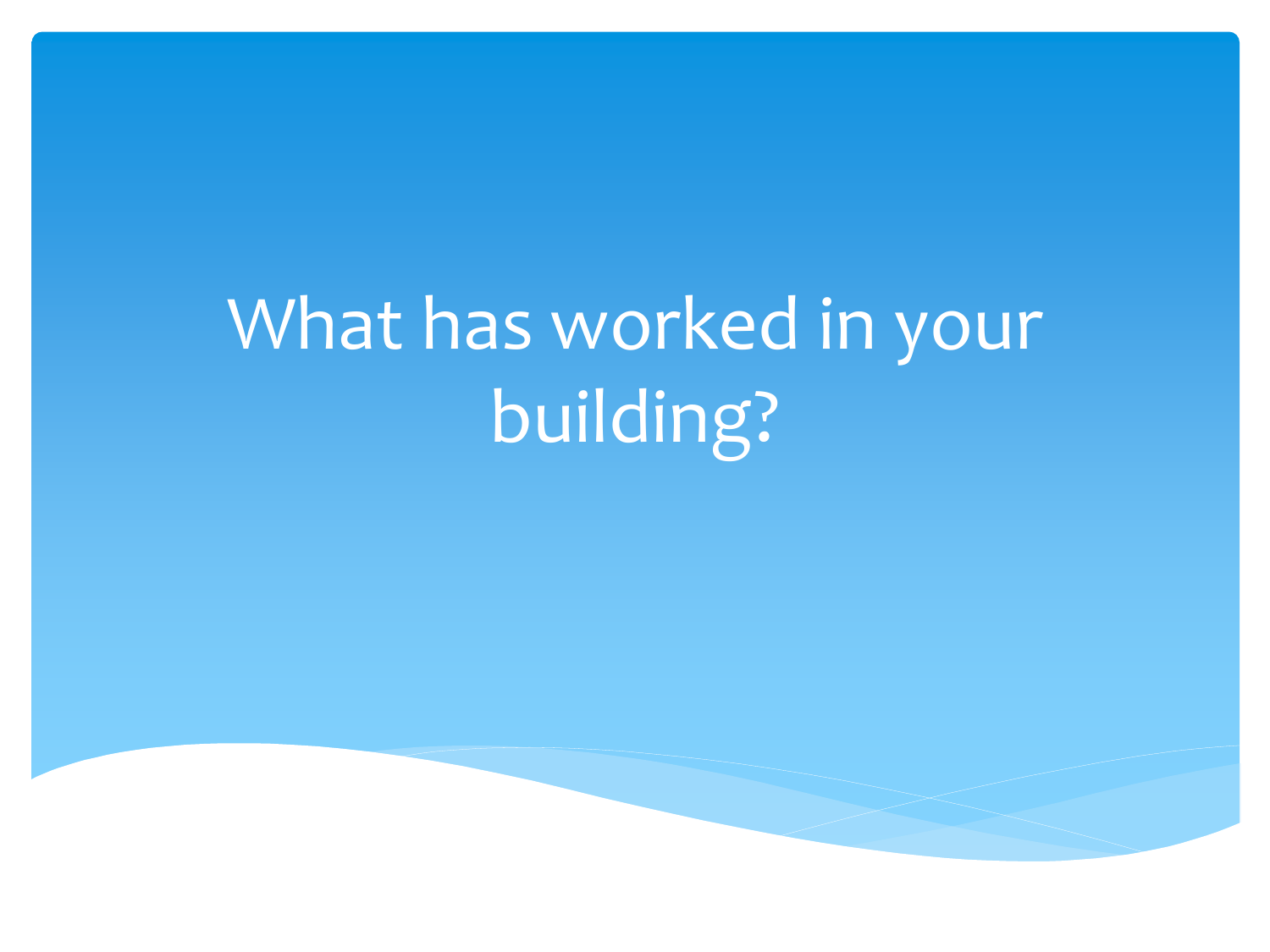# What has worked in your building?